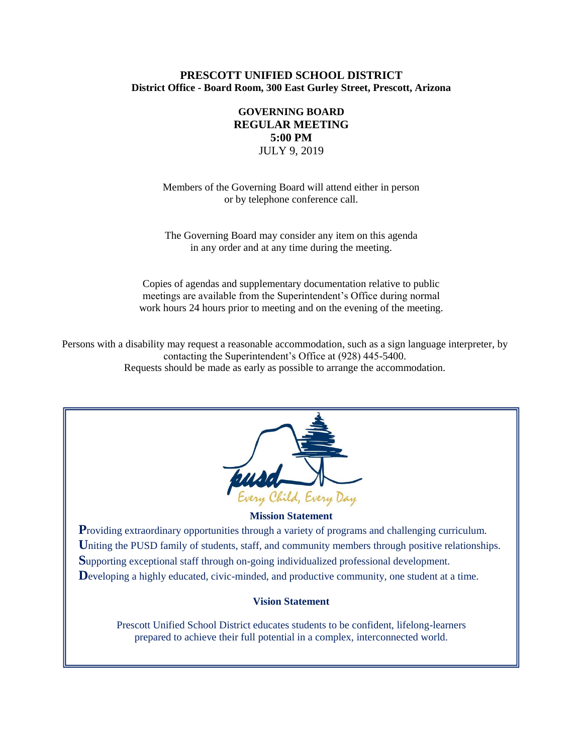**PRESCOTT UNIFIED SCHOOL DISTRICT**
**District Office - Board Room, 300 East Gurley Street, Prescott, Arizona**

**GOVERNING BOARD**
**REGULAR MEETING**
**5:00 PM**
JULY 9, 2019

Members of the Governing Board will attend either in person or by telephone conference call.

The Governing Board may consider any item on this agenda in any order and at any time during the meeting.

Copies of agendas and supplementary documentation relative to public meetings are available from the Superintendent's Office during normal work hours 24 hours prior to meeting and on the evening of the meeting.

Persons with a disability may request a reasonable accommodation, such as a sign language interpreter, by contacting the Superintendent's Office at (928) 445-5400. Requests should be made as early as possible to arrange the accommodation.

pusd
*Every Child, Every Day*

**Mission Statement**

**P**roviding extraordinary opportunities through a variety of programs and challenging curriculum.
**U**niting the PUSD family of students, staff, and community members through positive relationships.
**S**upporting exceptional staff through on-going individualized professional development.
**D**eveloping a highly educated, civic-minded, and productive community, one student at a time.

**Vision Statement**

Prescott Unified School District educates students to be confident, lifelong-learners prepared to achieve their full potential in a complex, interconnected world.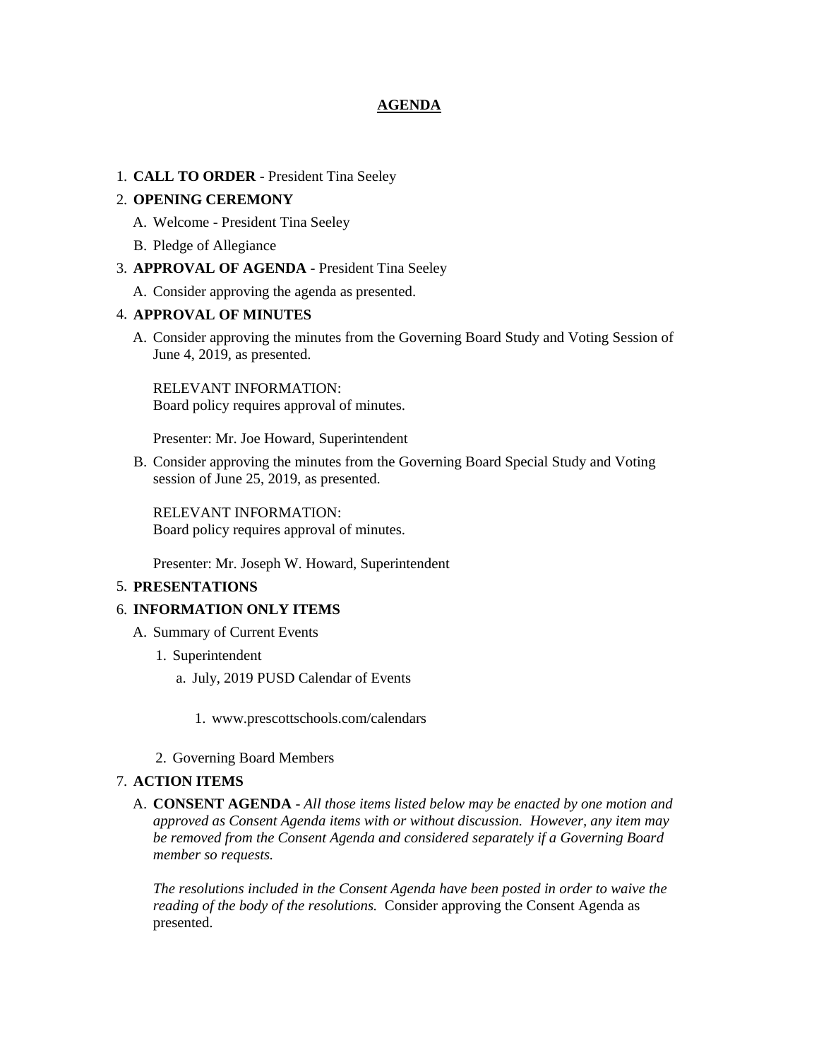# AGENDA

1. **CALL TO ORDER** - President Tina Seeley
2. **OPENING CEREMONY**
   A. Welcome - President Tina Seeley
   B. Pledge of Allegiance
3. **APPROVAL OF AGENDA** - President Tina Seeley
   A. Consider approving the agenda as presented.
4. **APPROVAL OF MINUTES**
   A. Consider approving the minutes from the Governing Board Study and Voting Session of June 4, 2019, as presented.

      RELEVANT INFORMATION:
      Board policy requires approval of minutes.

      Presenter: Mr. Joe Howard, Superintendent

   B. Consider approving the minutes from the Governing Board Special Study and Voting session of June 25, 2019, as presented.

      RELEVANT INFORMATION:
      Board policy requires approval of minutes.

      Presenter: Mr. Joseph W. Howard, Superintendent
5. **PRESENTATIONS**
6. **INFORMATION ONLY ITEMS**
   A. Summary of Current Events
      1. Superintendent
         a. July, 2019 PUSD Calendar of Events
            1. www.prescottschools.com/calendars
      2. Governing Board Members
7. **ACTION ITEMS**
   A. **CONSENT AGENDA** - *All those items listed below may be enacted by one motion and approved as Consent Agenda items with or without discussion. However, any item may be removed from the Consent Agenda and considered separately if a Governing Board member so requests.*

      *The resolutions included in the Consent Agenda have been posted in order to waive the reading of the body of the resolutions.* Consider approving the Consent Agenda as presented.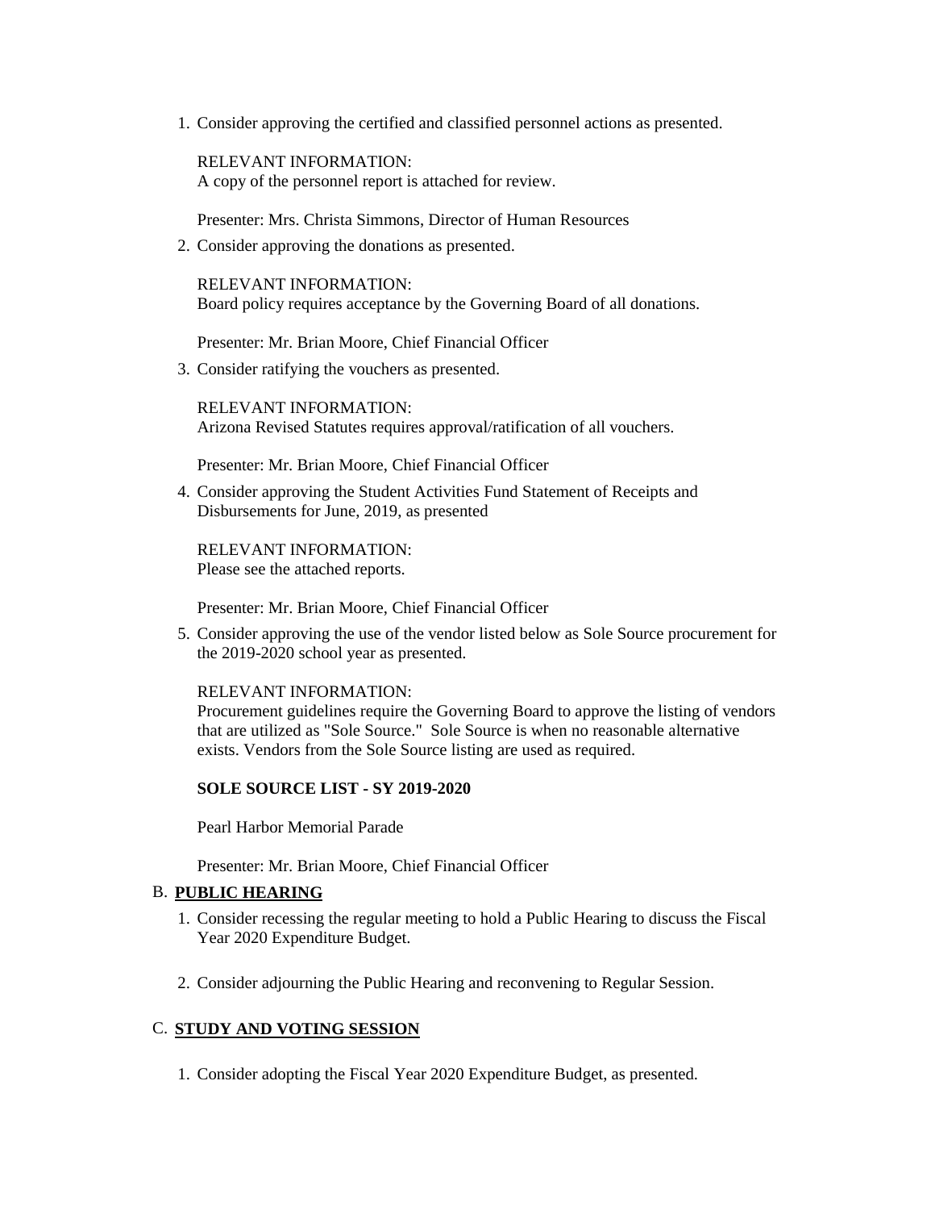1. Consider approving the certified and classified personnel actions as presented.

   RELEVANT INFORMATION:
   A copy of the personnel report is attached for review.

   Presenter: Mrs. Christa Simmons, Director of Human Resources

2. Consider approving the donations as presented.

   RELEVANT INFORMATION:
   Board policy requires acceptance by the Governing Board of all donations.

   Presenter: Mr. Brian Moore, Chief Financial Officer

3. Consider ratifying the vouchers as presented.

   RELEVANT INFORMATION:
   Arizona Revised Statutes requires approval/ratification of all vouchers.

   Presenter: Mr. Brian Moore, Chief Financial Officer

4. Consider approving the Student Activities Fund Statement of Receipts and Disbursements for June, 2019, as presented

   RELEVANT INFORMATION:
   Please see the attached reports.

   Presenter: Mr. Brian Moore, Chief Financial Officer

5. Consider approving the use of the vendor listed below as Sole Source procurement for the 2019-2020 school year as presented.

   RELEVANT INFORMATION:
   Procurement guidelines require the Governing Board to approve the listing of vendors that are utilized as "Sole Source." Sole Source is when no reasonable alternative exists. Vendors from the Sole Source listing are used as required.

   **SOLE SOURCE LIST - SY 2019-2020**

   Pearl Harbor Memorial Parade

   Presenter: Mr. Brian Moore, Chief Financial Officer

B. **PUBLIC HEARING**

1. Consider recessing the regular meeting to hold a Public Hearing to discuss the Fiscal Year 2020 Expenditure Budget.

2. Consider adjourning the Public Hearing and reconvening to Regular Session.

C. **STUDY AND VOTING SESSION**

1. Consider adopting the Fiscal Year 2020 Expenditure Budget, as presented.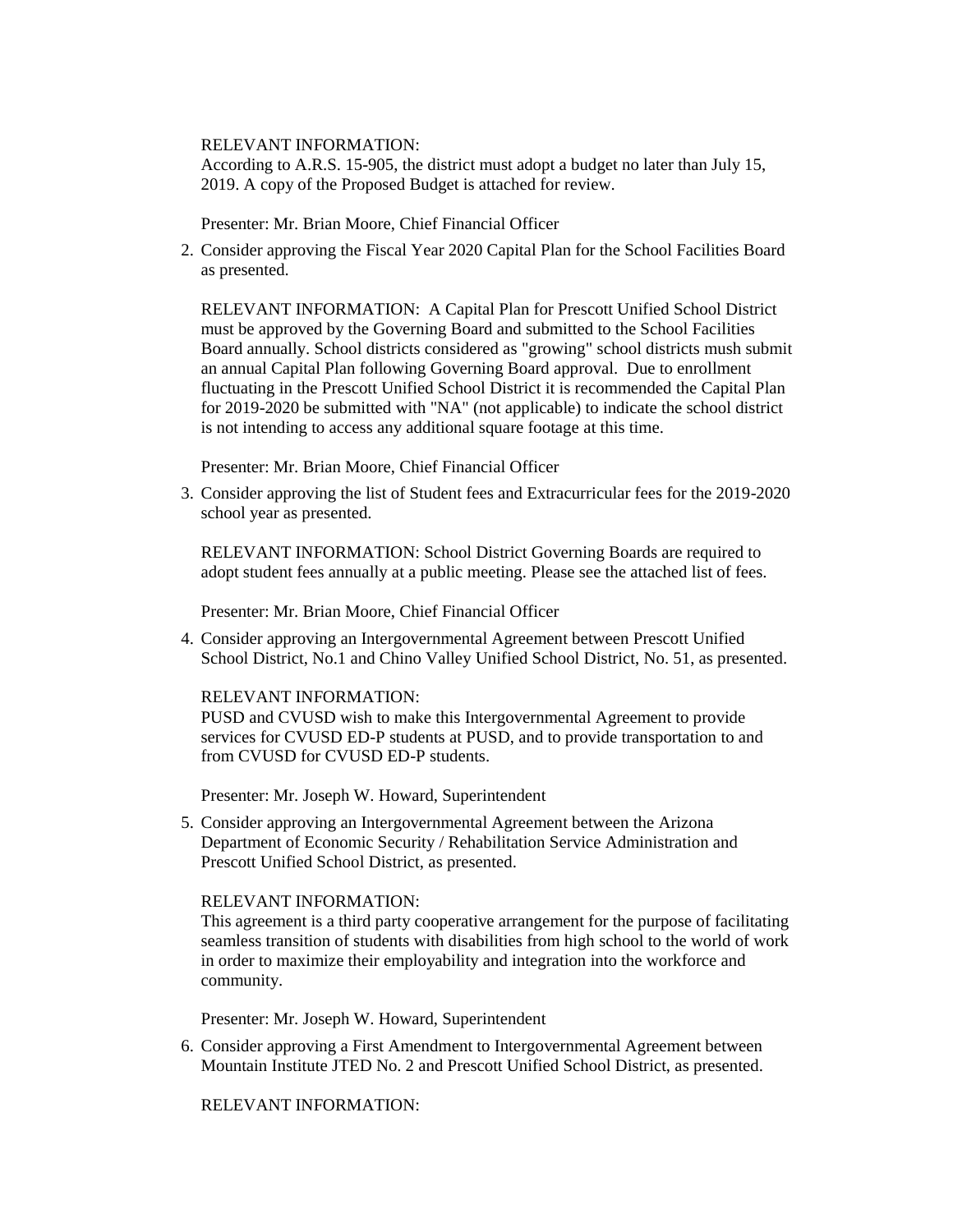RELEVANT INFORMATION:
According to A.R.S. 15-905, the district must adopt a budget no later than July 15, 2019. A copy of the Proposed Budget is attached for review.

Presenter: Mr. Brian Moore, Chief Financial Officer

2. Consider approving the Fiscal Year 2020 Capital Plan for the School Facilities Board as presented.

   RELEVANT INFORMATION: A Capital Plan for Prescott Unified School District must be approved by the Governing Board and submitted to the School Facilities Board annually. School districts considered as "growing" school districts mush submit an annual Capital Plan following Governing Board approval. Due to enrollment fluctuating in the Prescott Unified School District it is recommended the Capital Plan for 2019-2020 be submitted with "NA" (not applicable) to indicate the school district is not intending to access any additional square footage at this time.

   Presenter: Mr. Brian Moore, Chief Financial Officer

3. Consider approving the list of Student fees and Extracurricular fees for the 2019-2020 school year as presented.

   RELEVANT INFORMATION: School District Governing Boards are required to adopt student fees annually at a public meeting. Please see the attached list of fees.

   Presenter: Mr. Brian Moore, Chief Financial Officer

4. Consider approving an Intergovernmental Agreement between Prescott Unified School District, No.1 and Chino Valley Unified School District, No. 51, as presented.

   RELEVANT INFORMATION:
   PUSD and CVUSD wish to make this Intergovernmental Agreement to provide services for CVUSD ED-P students at PUSD, and to provide transportation to and from CVUSD for CVUSD ED-P students.

   Presenter: Mr. Joseph W. Howard, Superintendent

5. Consider approving an Intergovernmental Agreement between the Arizona Department of Economic Security / Rehabilitation Service Administration and Prescott Unified School District, as presented.

   RELEVANT INFORMATION:
   This agreement is a third party cooperative arrangement for the purpose of facilitating seamless transition of students with disabilities from high school to the world of work in order to maximize their employability and integration into the workforce and community.

   Presenter: Mr. Joseph W. Howard, Superintendent

6. Consider approving a First Amendment to Intergovernmental Agreement between Mountain Institute JTED No. 2 and Prescott Unified School District, as presented.

   RELEVANT INFORMATION: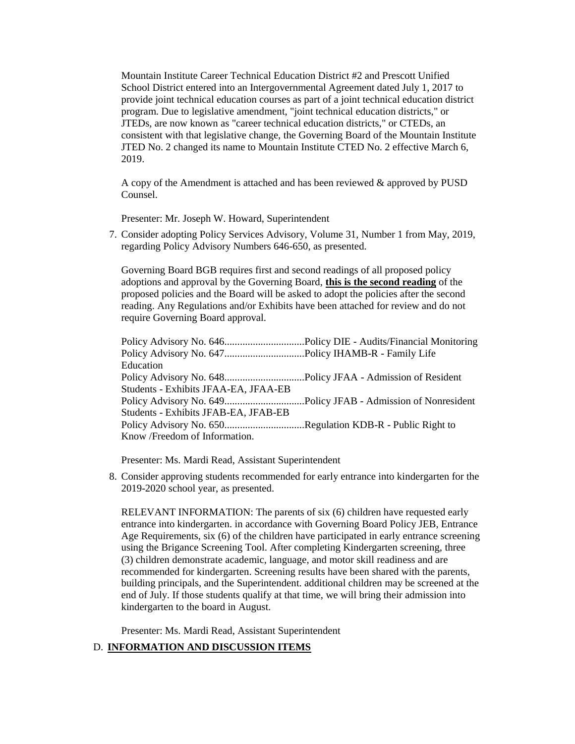Mountain Institute Career Technical Education District #2 and Prescott Unified School District entered into an Intergovernmental Agreement dated July 1, 2017 to provide joint technical education courses as part of a joint technical education district program. Due to legislative amendment, "joint technical education districts," or JTEDs, are now known as "career technical education districts," or CTEDs, an consistent with that legislative change, the Governing Board of the Mountain Institute JTED No. 2 changed its name to Mountain Institute CTED No. 2 effective March 6, 2019.

A copy of the Amendment is attached and has been reviewed & approved by PUSD Counsel.

Presenter: Mr. Joseph W. Howard, Superintendent

7. Consider adopting Policy Services Advisory, Volume 31, Number 1 from May, 2019, regarding Policy Advisory Numbers 646-650, as presented.

   Governing Board BGB requires first and second readings of all proposed policy adoptions and approval by the Governing Board, **this is the second reading** of the proposed policies and the Board will be asked to adopt the policies after the second reading. Any Regulations and/or Exhibits have been attached for review and do not require Governing Board approval.

   Policy Advisory No. 646...............................Policy DIE - Audits/Financial Monitoring
   Policy Advisory No. 647...............................Policy IHAMB-R - Family Life Education
   Policy Advisory No. 648...............................Policy JFAA - Admission of Resident Students - Exhibits JFAA-EA, JFAA-EB
   Policy Advisory No. 649...............................Policy JFAB - Admission of Nonresident Students - Exhibits JFAB-EA, JFAB-EB
   Policy Advisory No. 650...............................Regulation KDB-R - Public Right to Know /Freedom of Information.

   Presenter: Ms. Mardi Read, Assistant Superintendent

8. Consider approving students recommended for early entrance into kindergarten for the 2019-2020 school year, as presented.

   RELEVANT INFORMATION: The parents of six (6) children have requested early entrance into kindergarten. in accordance with Governing Board Policy JEB, Entrance Age Requirements, six (6) of the children have participated in early entrance screening using the Brigance Screening Tool. After completing Kindergarten screening, three (3) children demonstrate academic, language, and motor skill readiness and are recommended for kindergarten. Screening results have been shared with the parents, building principals, and the Superintendent. additional children may be screened at the end of July. If those students qualify at that time, we will bring their admission into kindergarten to the board in August.

   Presenter: Ms. Mardi Read, Assistant Superintendent

D. **INFORMATION AND DISCUSSION ITEMS**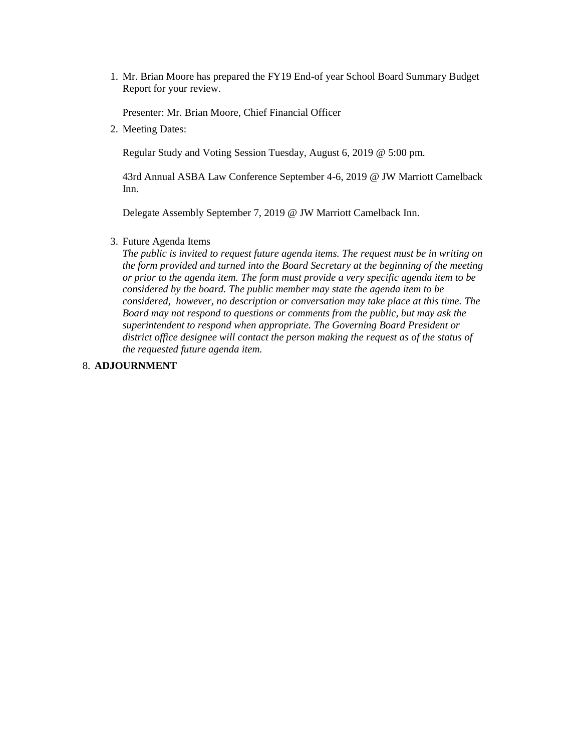1. Mr. Brian Moore has prepared the FY19 End-of year School Board Summary Budget Report for your review.

   Presenter: Mr. Brian Moore, Chief Financial Officer

2. Meeting Dates:

   Regular Study and Voting Session Tuesday, August 6, 2019 @ 5:00 pm.

   43rd Annual ASBA Law Conference September 4-6, 2019 @ JW Marriott Camelback Inn.

   Delegate Assembly September 7, 2019 @ JW Marriott Camelback Inn.

3. Future Agenda Items
   *The public is invited to request future agenda items. The request must be in writing on the form provided and turned into the Board Secretary at the beginning of the meeting or prior to the agenda item. The form must provide a very specific agenda item to be considered by the board. The public member may state the agenda item to be considered, however, no description or conversation may take place at this time. The Board may not respond to questions or comments from the public, but may ask the superintendent to respond when appropriate. The Governing Board President or district office designee will contact the person making the request as of the status of the requested future agenda item.*

8. **ADJOURNMENT**